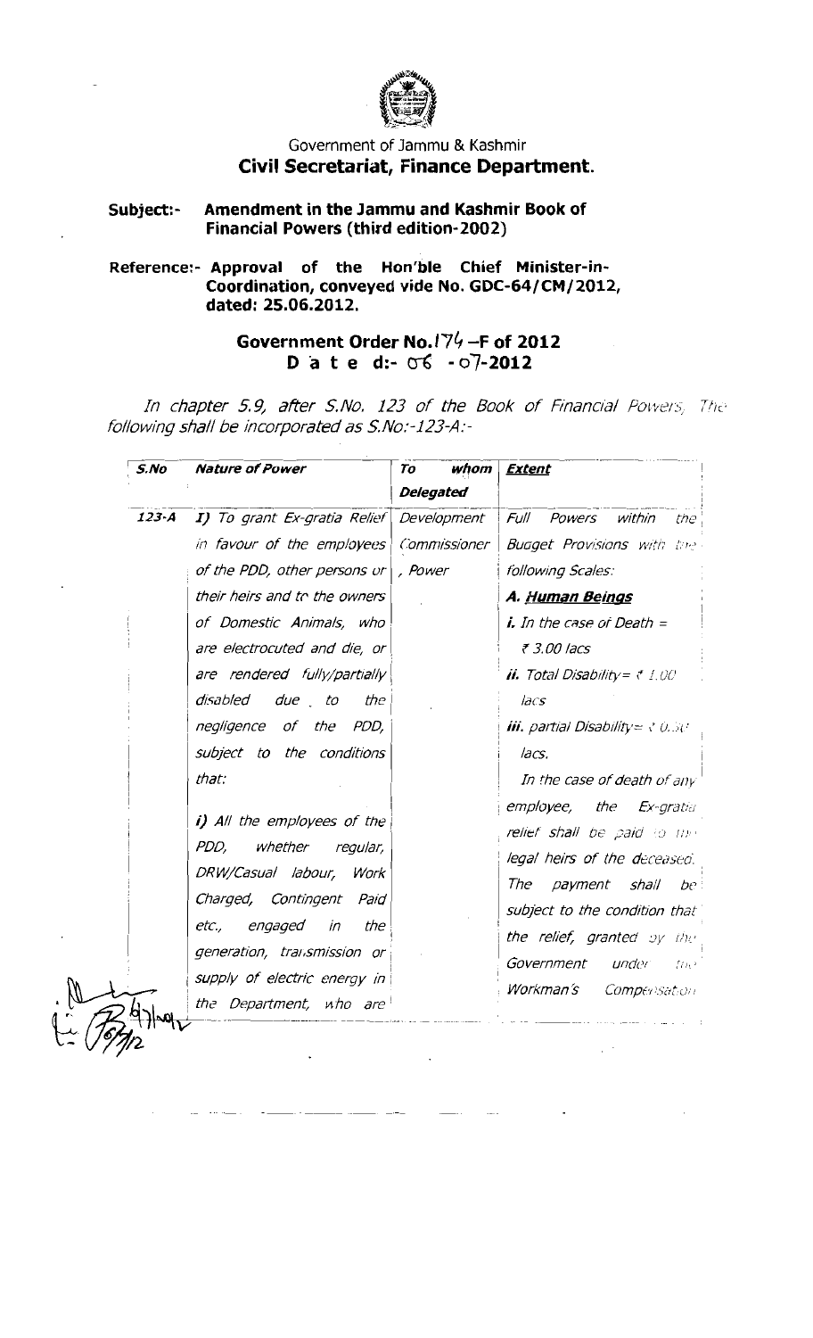Government of Jammu & Kashmir

## Civil Secretariat, Finance Department.

**Subject:- Amendment in the Jammu and Kashmir Book of Financial Powers (third edition-2002)**

**Reference:- Approval of the Hon'ble Chief Minister-in-Coordination, conveyed vide No. GDC-64/CM/2012, dated: 25.06.2012.**

**Government Order No.174 –F of 2012**
**D a t e d:- 06 -07-2012**

*In chapter 5.9, after S.No. 123 of the Book of Financial Powers, The following shall be incorporated as S.No:-123-A:-*

| S.No | Nature of Power | To whom Delegated | Extent |
|---|---|---|---|
| 123-A | *I) To grant Ex-gratia Relief in favour of the employees of the PDD, other persons or their heirs and to the owners of Domestic Animals, who are electrocuted and die, or are rendered fully/partially disabled due to the negligence of the PDD, subject to the conditions that:*<br><br>*i) All the employees of the PDD, whether regular, DRW/Casual labour, Work Charged, Contingent Paid etc., engaged in the generation, transmission or supply of electric energy in the Department, who are* | *Development Commissioner, Power* | *Full Powers within the Budget Provisions with the following Scales:*<br><br>***A. Human Beings***<br>***i.** In the case of Death = ₹ 3.00 lacs*<br>***ii.** Total Disability= ₹ 1.00 lacs*<br>***iii.** partial Disability= ₹ 0.50 lacs.*<br><br>*In the case of death of any employee, the Ex-gratia relief shall be paid to the legal heirs of the deceased. The payment shall be subject to the condition that the relief, granted by the Government under the Workman's Compensation* |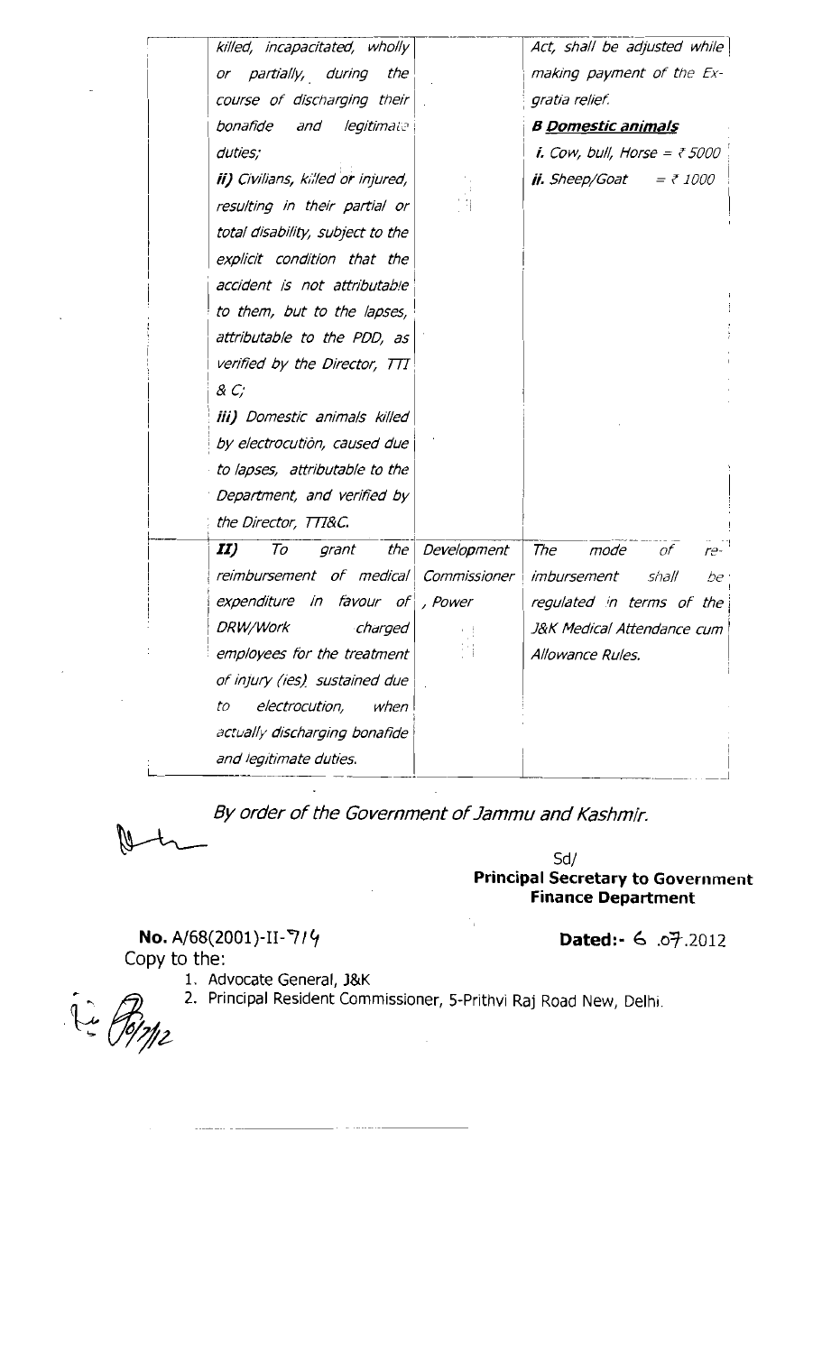| | | | |
|---|---|---|---|
| | *killed, incapacitated, wholly or partially, during the course of discharging their bonafide and legitimate duties;*<br>***ii)*** *Civilians, killed or injured, resulting in their partial or total disability, subject to the explicit condition that the accident is not attributable to them, but to the lapses, attributable to the PDD, as verified by the Director, TTI & C;*<br>***iii)*** *Domestic animals killed by electrocution, caused due to lapses, attributable to the Department, and verified by the Director, TTI&C.* | | *Act, shall be adjusted while making payment of the Ex-gratia relief.*<br>***B Domestic animals***<br>***i.*** *Cow, bull, Horse = ₹ 5000*<br>***ii.*** *Sheep/Goat = ₹ 1000* |
| | ***II)*** *To grant the reimbursement of medical expenditure in favour of DRW/Work charged employees for the treatment of injury (ies) sustained due to electrocution, when actually discharging bonafide and legitimate duties.* | *Development Commissioner, Power* | *The mode of re-imbursement shall be regulated in terms of the J&K Medical Attendance cum Allowance Rules.* |

*By order of the Government of Jammu and Kashmir.*

Sd/
**Principal Secretary to Government**
**Finance Department**

**No.** A/68(2001)-II-714 **Dated:-** 6 .07.2012

Copy to the:

1. Advocate General, J&K
2. Principal Resident Commissioner, 5-Prithvi Raj Road New, Delhi.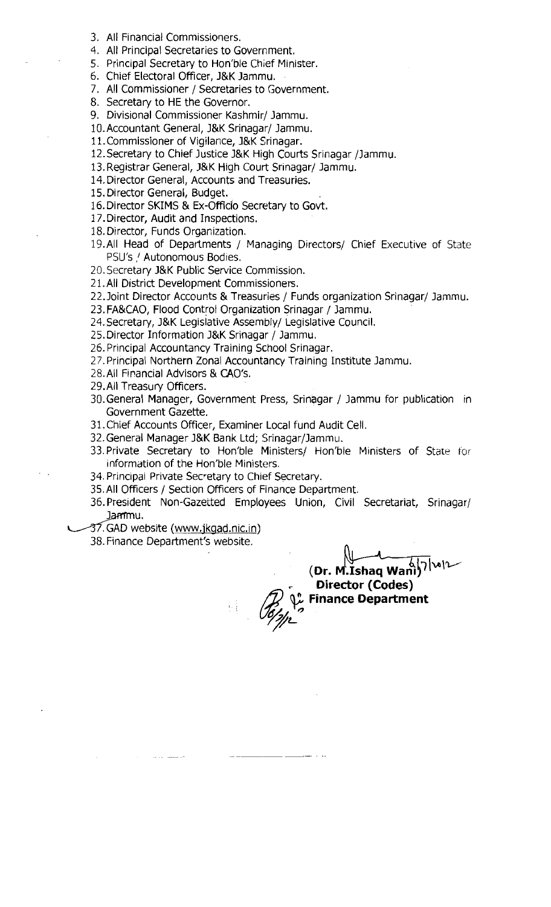3. All Financial Commissioners.
4. All Principal Secretaries to Government.
5. Principal Secretary to Hon'ble Chief Minister.
6. Chief Electoral Officer, J&K Jammu.
7. All Commissioner / Secretaries to Government.
8. Secretary to HE the Governor.
9. Divisional Commissioner Kashmir/ Jammu.
10. Accountant General, J&K Srinagar/ Jammu.
11. Commissioner of Vigilance, J&K Srinagar.
12. Secretary to Chief Justice J&K High Courts Srinagar /Jammu.
13. Registrar General, J&K High Court Srinagar/ Jammu.
14. Director General, Accounts and Treasuries.
15. Director General, Budget.
16. Director SKIMS & Ex-Officio Secretary to Govt.
17. Director, Audit and Inspections.
18. Director, Funds Organization.
19. All Head of Departments / Managing Directors/ Chief Executive of State PSU's / Autonomous Bodies.
20. Secretary J&K Public Service Commission.
21. All District Development Commissioners.
22. Joint Director Accounts & Treasuries / Funds organization Srinagar/ Jammu.
23. FA&CAO, Flood Control Organization Srinagar / Jammu.
24. Secretary, J&K Legislative Assembly/ Legislative Council.
25. Director Information J&K Srinagar / Jammu.
26. Principal Accountancy Training School Srinagar.
27. Principal Northern Zonal Accountancy Training Institute Jammu.
28. All Financial Advisors & CAO's.
29. All Treasury Officers.
30. General Manager, Government Press, Srinagar / Jammu for publication in Government Gazette.
31. Chief Accounts Officer, Examiner Local fund Audit Cell.
32. General Manager J&K Bank Ltd; Srinagar/Jammu.
33. Private Secretary to Hon'ble Ministers/ Hon'ble Ministers of State for information of the Hon'ble Ministers.
34. Principal Private Secretary to Chief Secretary.
35. All Officers / Section Officers of Finance Department.
36. President Non-Gazetted Employees Union, Civil Secretariat, Srinagar/ Jammu.
37. GAD website (www.jkgad.nic.in)
38. Finance Department's website.

6/7/012

**(Dr. M.Ishaq Wani)**
**Director (Codes)**
**Finance Department**